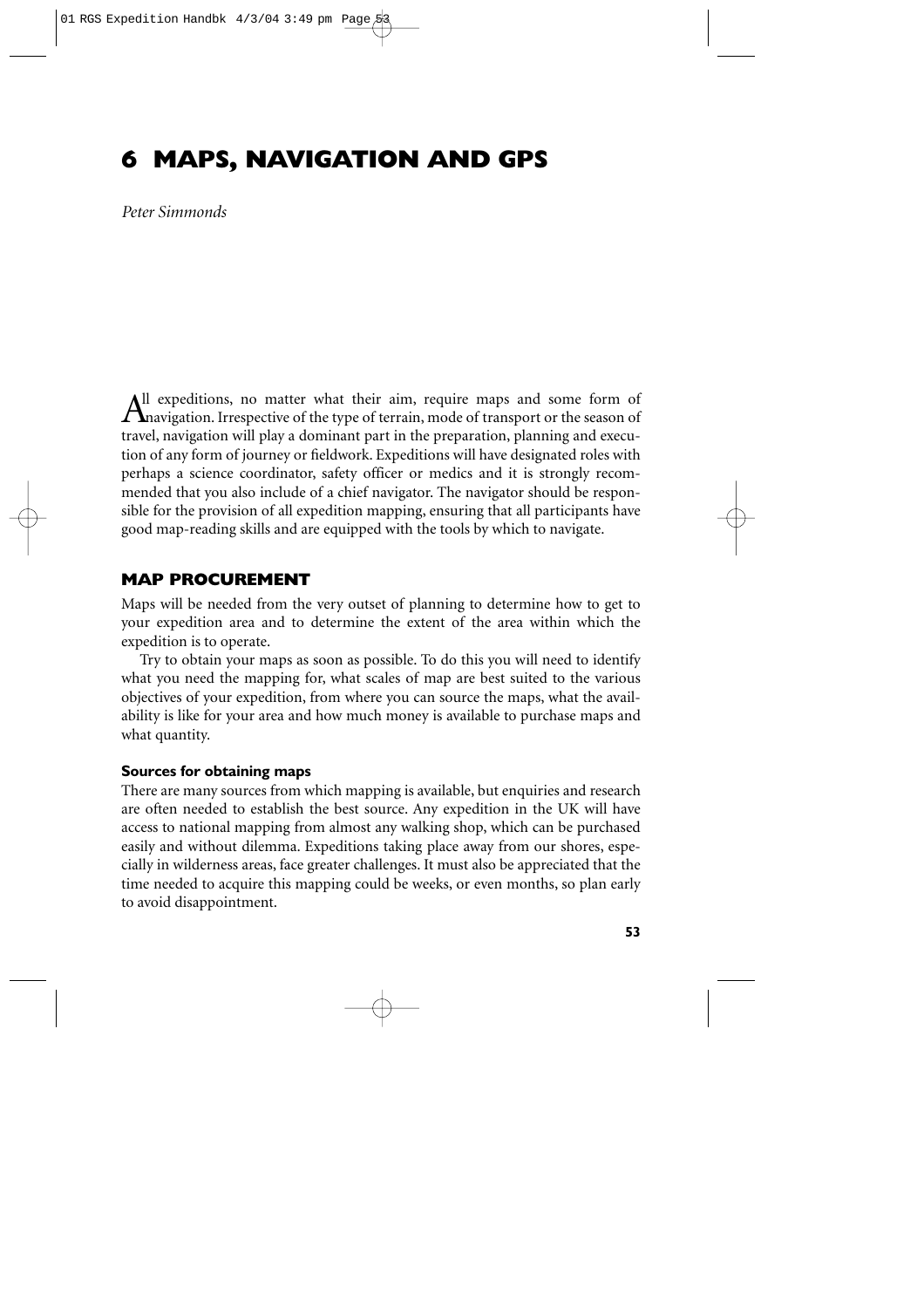# 6 MAPS, NAVIGATION AND GPS

*Peter Simmonds*

All expeditions, no matter what their aim, require maps and some form of navigation. Irrespective of the type of terrain, mode of transport or the season of travel, navigation will play a dominant part in the preparation, planning and execution of any form of journey or fieldwork. Expeditions will have designated roles with perhaps a science coordinator, safety officer or medics and it is strongly recommended that you also include of a chief navigator. The navigator should be responsible for the provision of all expedition mapping, ensuring that all participants have good map-reading skills and are equipped with the tools by which to navigate.

## MAP PROCUREMENT

Maps will be needed from the very outset of planning to determine how to get to your expedition area and to determine the extent of the area within which the expedition is to operate.

Try to obtain your maps as soon as possible. To do this you will need to identify what you need the mapping for, what scales of map are best suited to the various objectives of your expedition, from where you can source the maps, what the availability is like for your area and how much money is available to purchase maps and what quantity.

### Sources for obtaining maps

There are many sources from which mapping is available, but enquiries and research are often needed to establish the best source. Any expedition in the UK will have access to national mapping from almost any walking shop, which can be purchased easily and without dilemma. Expeditions taking place away from our shores, especially in wilderness areas, face greater challenges. It must also be appreciated that the time needed to acquire this mapping could be weeks, or even months, so plan early to avoid disappointment.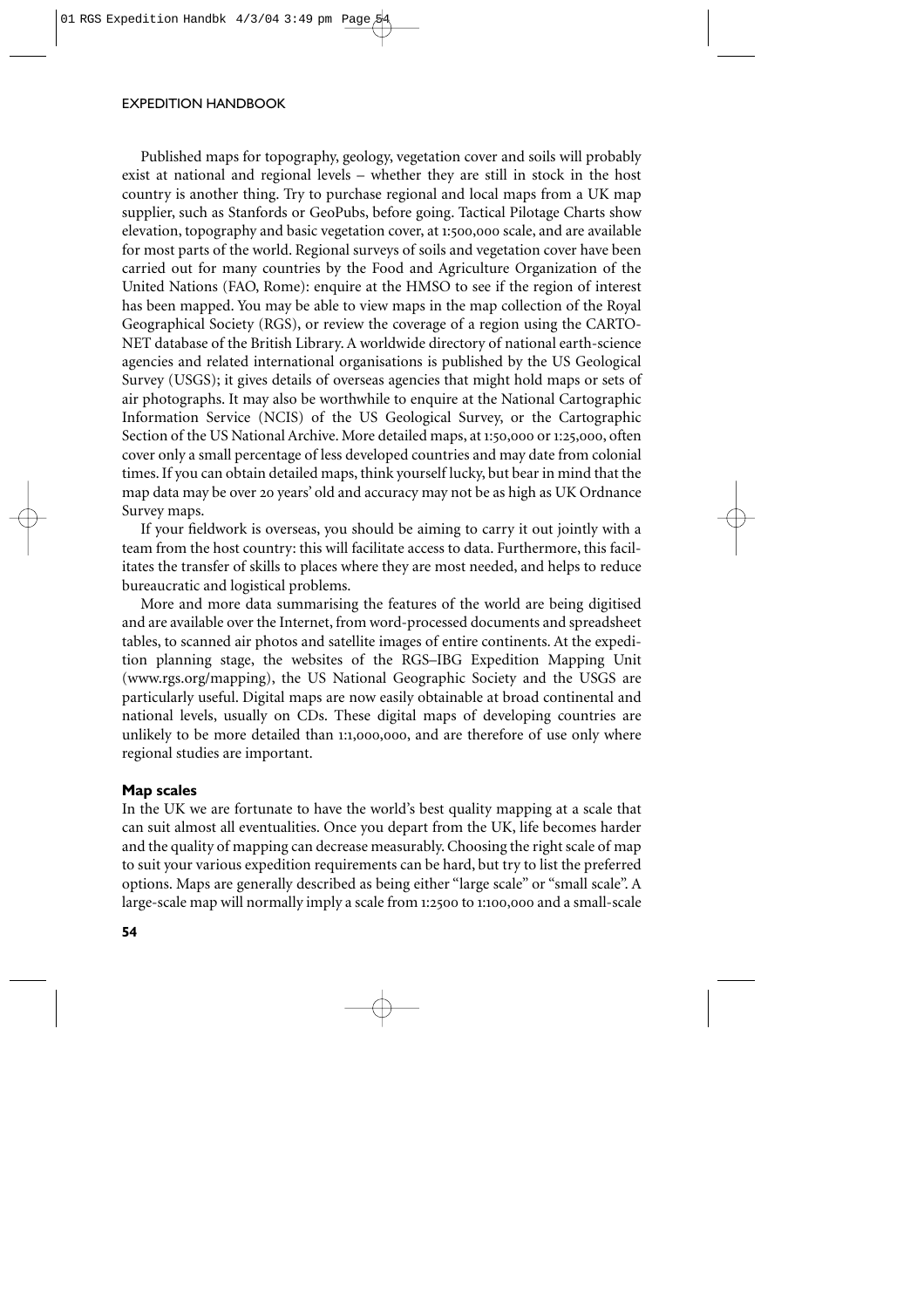Published maps for topography, geology, vegetation cover and soils will probably exist at national and regional levels – whether they are still in stock in the host country is another thing. Try to purchase regional and local maps from a UK map supplier, such as Stanfords or GeoPubs, before going. Tactical Pilotage Charts show elevation, topography and basic vegetation cover, at 1:500,000 scale, and are available for most parts of the world. Regional surveys of soils and vegetation cover have been carried out for many countries by the Food and Agriculture Organization of the United Nations (FAO, Rome): enquire at the HMSO to see if the region of interest has been mapped. You may be able to view maps in the map collection of the Royal Geographical Society (RGS), or review the coverage of a region using the CARTO-NET database of the British Library. A worldwide directory of national earth-science agencies and related international organisations is published by the US Geological Survey (USGS); it gives details of overseas agencies that might hold maps or sets of air photographs. It may also be worthwhile to enquire at the National Cartographic Information Service (NCIS) of the US Geological Survey, or the Cartographic Section of the US National Archive. More detailed maps, at 1:50,000 or 1:25,000, often cover only a small percentage of less developed countries and may date from colonial times. If you can obtain detailed maps, think yourself lucky, but bear in mind that the map data may be over 20 years' old and accuracy may not be as high as UK Ordnance Survey maps.

If your fieldwork is overseas, you should be aiming to carry it out jointly with a team from the host country: this will facilitate access to data. Furthermore, this facilitates the transfer of skills to places where they are most needed, and helps to reduce bureaucratic and logistical problems.

More and more data summarising the features of the world are being digitised and are available over the Internet, from word-processed documents and spreadsheet tables, to scanned air photos and satellite images of entire continents. At the expedition planning stage, the websites of the RGS–IBG Expedition Mapping Unit (www.rgs.org/mapping), the US National Geographic Society and the USGS are particularly useful. Digital maps are now easily obtainable at broad continental and national levels, usually on CDs. These digital maps of developing countries are unlikely to be more detailed than 1:1,000,000, and are therefore of use only where regional studies are important.

### Map scales

In the UK we are fortunate to have the world's best quality mapping at a scale that can suit almost all eventualities. Once you depart from the UK, life becomes harder and the quality of mapping can decrease measurably. Choosing the right scale of map to suit your various expedition requirements can be hard, but try to list the preferred options. Maps are generally described as being either "large scale" or "small scale". A large-scale map will normally imply a scale from 1:2500 to 1:100,000 and a small-scale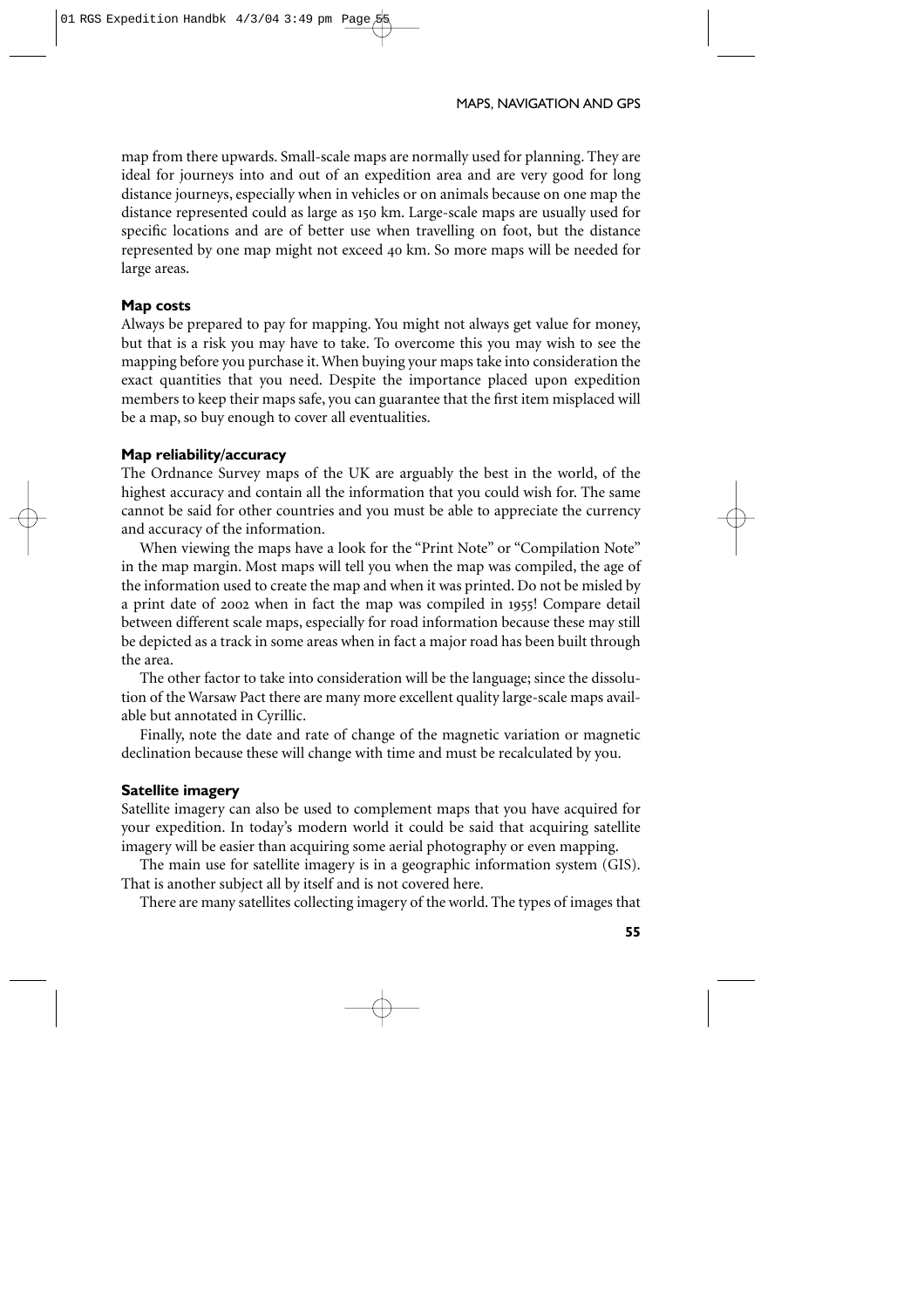map from there upwards. Small-scale maps are normally used for planning. They are ideal for journeys into and out of an expedition area and are very good for long distance journeys, especially when in vehicles or on animals because on one map the distance represented could as large as 150 km. Large-scale maps are usually used for specific locations and are of better use when travelling on foot, but the distance represented by one map might not exceed 40 km. So more maps will be needed for large areas.

### Map costs

Always be prepared to pay for mapping. You might not always get value for money, but that is a risk you may have to take. To overcome this you may wish to see the mapping before you purchase it. When buying your maps take into consideration the exact quantities that you need. Despite the importance placed upon expedition members to keep their maps safe, you can guarantee that the first item misplaced will be a map, so buy enough to cover all eventualities.

### Map reliability/accuracy

The Ordnance Survey maps of the UK are arguably the best in the world, of the highest accuracy and contain all the information that you could wish for. The same cannot be said for other countries and you must be able to appreciate the currency and accuracy of the information.

When viewing the maps have a look for the "Print Note" or "Compilation Note" in the map margin. Most maps will tell you when the map was compiled, the age of the information used to create the map and when it was printed. Do not be misled by a print date of 2002 when in fact the map was compiled in 1955! Compare detail between different scale maps, especially for road information because these may still be depicted as a track in some areas when in fact a major road has been built through the area.

The other factor to take into consideration will be the language; since the dissolution of the Warsaw Pact there are many more excellent quality large-scale maps available but annotated in Cyrillic.

Finally, note the date and rate of change of the magnetic variation or magnetic declination because these will change with time and must be recalculated by you.

### Satellite imagery

Satellite imagery can also be used to complement maps that you have acquired for your expedition. In today's modern world it could be said that acquiring satellite imagery will be easier than acquiring some aerial photography or even mapping.

The main use for satellite imagery is in a geographic information system (GIS). That is another subject all by itself and is not covered here.

There are many satellites collecting imagery of the world. The types of images that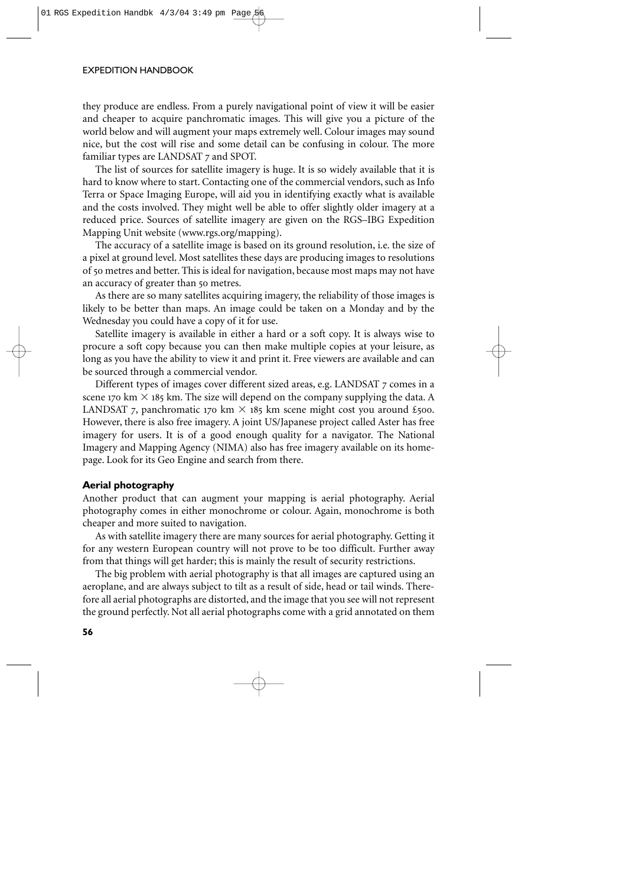they produce are endless. From a purely navigational point of view it will be easier and cheaper to acquire panchromatic images. This will give you a picture of the world below and will augment your maps extremely well. Colour images may sound nice, but the cost will rise and some detail can be confusing in colour. The more familiar types are LANDSAT 7 and SPOT.

The list of sources for satellite imagery is huge. It is so widely available that it is hard to know where to start. Contacting one of the commercial vendors, such as Info Terra or Space Imaging Europe, will aid you in identifying exactly what is available and the costs involved. They might well be able to offer slightly older imagery at a reduced price. Sources of satellite imagery are given on the RGS–IBG Expedition Mapping Unit website (www.rgs.org/mapping).

The accuracy of a satellite image is based on its ground resolution, i.e. the size of a pixel at ground level. Most satellites these days are producing images to resolutions of 50 metres and better. This is ideal for navigation, because most maps may not have an accuracy of greater than 50 metres.

As there are so many satellites acquiring imagery, the reliability of those images is likely to be better than maps. An image could be taken on a Monday and by the Wednesday you could have a copy of it for use.

Satellite imagery is available in either a hard or a soft copy. It is always wise to procure a soft copy because you can then make multiple copies at your leisure, as long as you have the ability to view it and print it. Free viewers are available and can be sourced through a commercial vendor.

Different types of images cover different sized areas, e.g. LANDSAT 7 comes in a scene 170 km × 185 km. The size will depend on the company supplying the data. A LANDSAT 7, panchromatic 170 km × 185 km scene might cost you around £500. However, there is also free imagery. A joint US/Japanese project called Aster has free imagery for users. It is of a good enough quality for a navigator. The National Imagery and Mapping Agency (NIMA) also has free imagery available on its homepage. Look for its Geo Engine and search from there.

### Aerial photography

Another product that can augment your mapping is aerial photography. Aerial photography comes in either monochrome or colour. Again, monochrome is both cheaper and more suited to navigation.

As with satellite imagery there are many sources for aerial photography. Getting it for any western European country will not prove to be too difficult. Further away from that things will get harder; this is mainly the result of security restrictions.

The big problem with aerial photography is that all images are captured using an aeroplane, and are always subject to tilt as a result of side, head or tail winds. Therefore all aerial photographs are distorted, and the image that you see will not represent the ground perfectly. Not all aerial photographs come with a grid annotated on them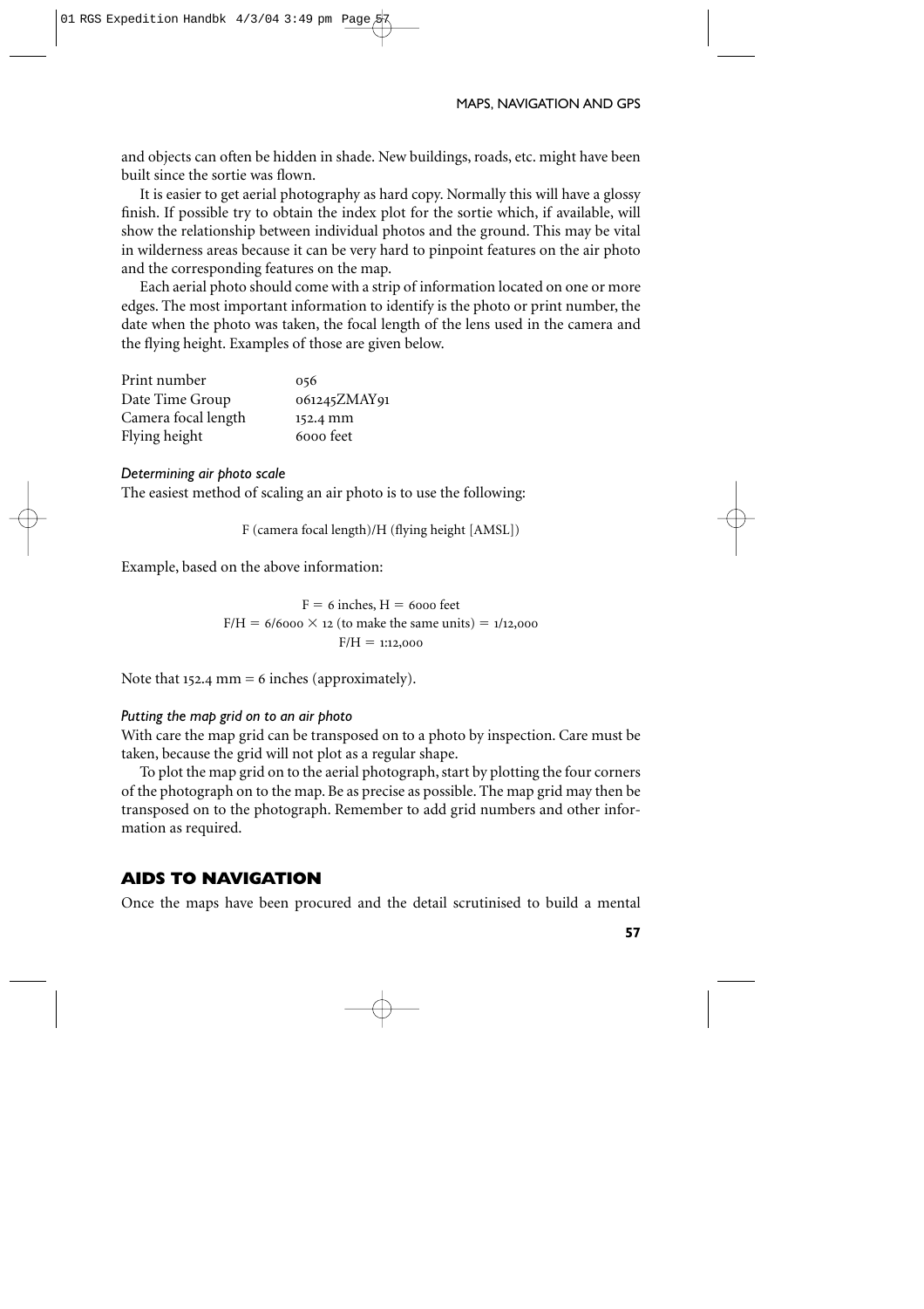and objects can often be hidden in shade. New buildings, roads, etc. might have been built since the sortie was flown.

It is easier to get aerial photography as hard copy. Normally this will have a glossy finish. If possible try to obtain the index plot for the sortie which, if available, will show the relationship between individual photos and the ground. This may be vital in wilderness areas because it can be very hard to pinpoint features on the air photo and the corresponding features on the map.

Each aerial photo should come with a strip of information located on one or more edges. The most important information to identify is the photo or print number, the date when the photo was taken, the focal length of the lens used in the camera and the flying height. Examples of those are given below.

| | |
|---|---|
| Print number | 056 |
| Date Time Group | 061245ZMAY91 |
| Camera focal length | 152.4 mm |
| Flying height | 6000 feet |

*Determining air photo scale*

The easiest method of scaling an air photo is to use the following:

$$F \text{ (camera focal length)}/H \text{ (flying height [AMSL])}$$

Example, based on the above information:

$$F = 6 \text{ inches, } H = 6000 \text{ feet}$$
$$F/H = 6/6000 \times 12 \text{ (to make the same units)} = 1/12{,}000$$
$$F/H = 1{:}12{,}000$$

Note that 152.4 mm = 6 inches (approximately).

*Putting the map grid on to an air photo*

With care the map grid can be transposed on to a photo by inspection. Care must be taken, because the grid will not plot as a regular shape.

To plot the map grid on to the aerial photograph, start by plotting the four corners of the photograph on to the map. Be as precise as possible. The map grid may then be transposed on to the photograph. Remember to add grid numbers and other information as required.

## AIDS TO NAVIGATION

Once the maps have been procured and the detail scrutinised to build a mental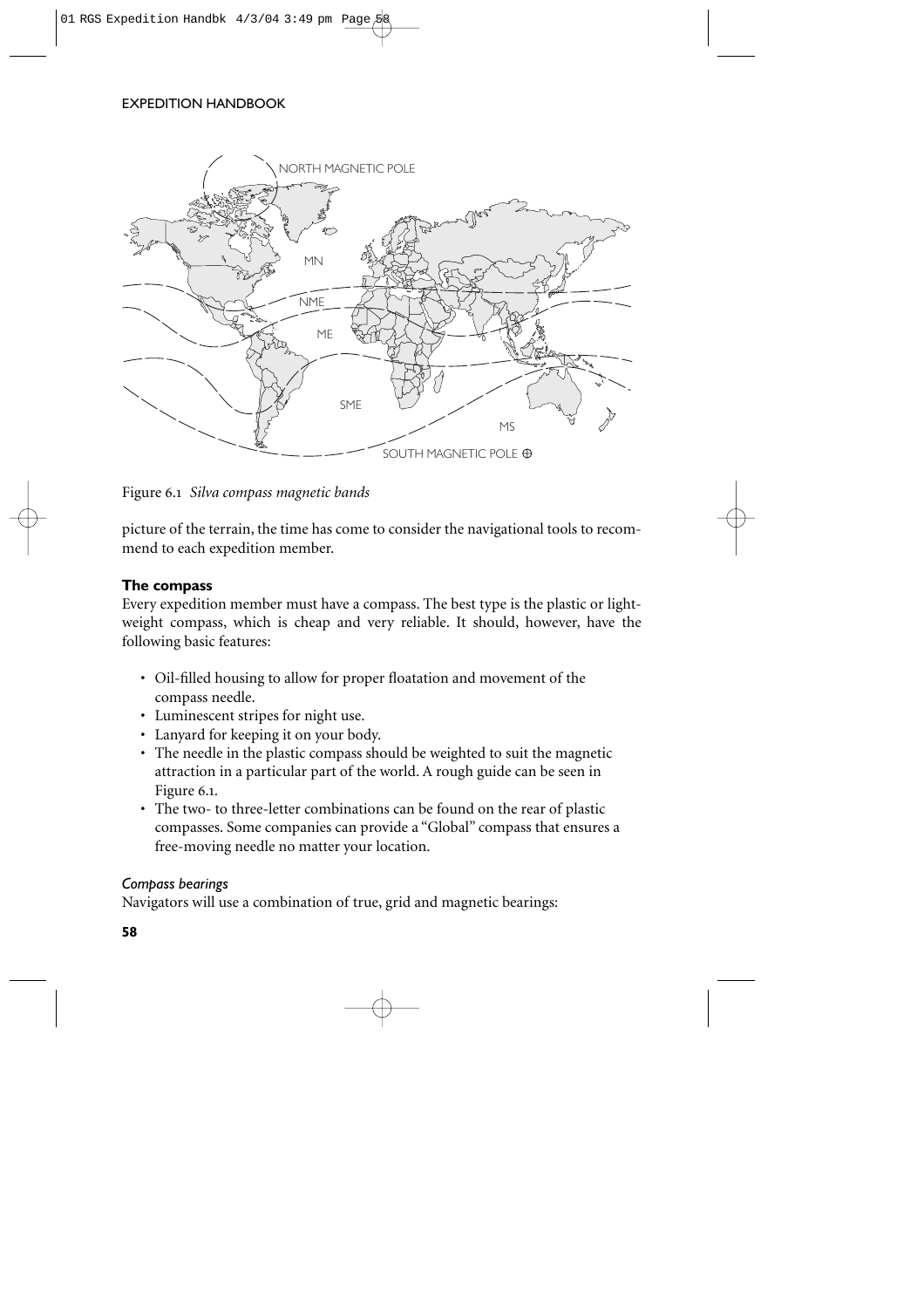Figure 6.1 *Silva compass magnetic bands*

picture of the terrain, the time has come to consider the navigational tools to recommend to each expedition member.

## The compass

Every expedition member must have a compass. The best type is the plastic or lightweight compass, which is cheap and very reliable. It should, however, have the following basic features:

- Oil-filled housing to allow for proper floatation and movement of the compass needle.
- Luminescent stripes for night use.
- Lanyard for keeping it on your body.
- The needle in the plastic compass should be weighted to suit the magnetic attraction in a particular part of the world. A rough guide can be seen in Figure 6.1.
- The two- to three-letter combinations can be found on the rear of plastic compasses. Some companies can provide a "Global" compass that ensures a free-moving needle no matter your location.

### *Compass bearings*

Navigators will use a combination of true, grid and magnetic bearings: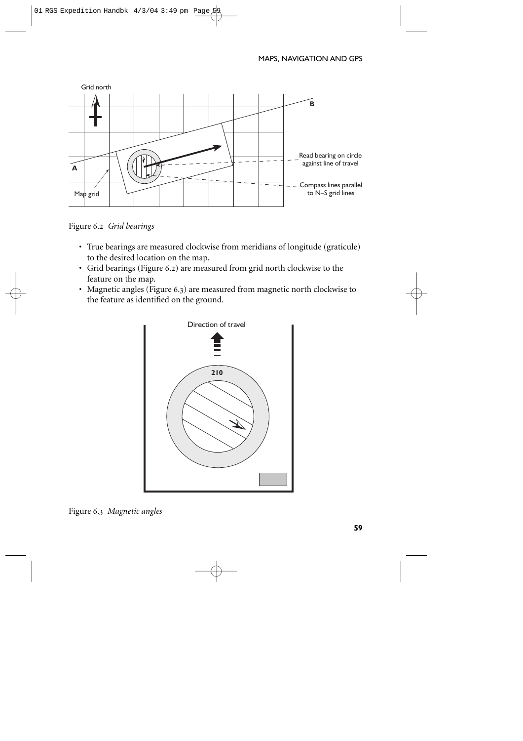Figure 6.2 *Grid bearings*

- True bearings are measured clockwise from meridians of longitude (graticule) to the desired location on the map.
- Grid bearings (Figure 6.2) are measured from grid north clockwise to the feature on the map.
- Magnetic angles (Figure 6.3) are measured from magnetic north clockwise to the feature as identified on the ground.

Figure 6.3 *Magnetic angles*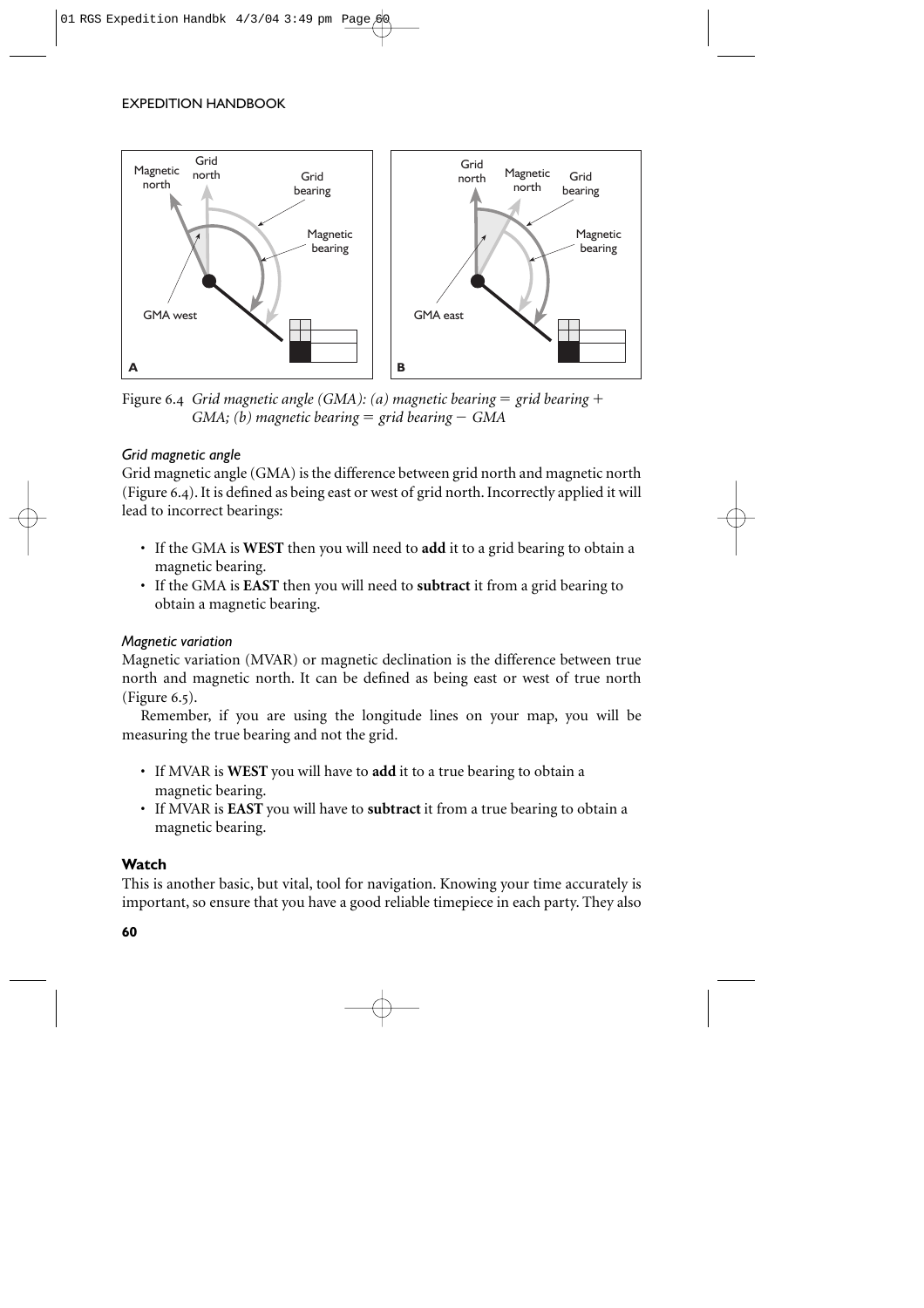Figure 6.4 *Grid magnetic angle (GMA): (a) magnetic bearing = grid bearing + GMA; (b) magnetic bearing = grid bearing − GMA*

#### *Grid magnetic angle*

Grid magnetic angle (GMA) is the difference between grid north and magnetic north (Figure 6.4). It is defined as being east or west of grid north. Incorrectly applied it will lead to incorrect bearings:

- If the GMA is **WEST** then you will need to **add** it to a grid bearing to obtain a magnetic bearing.
- If the GMA is **EAST** then you will need to **subtract** it from a grid bearing to obtain a magnetic bearing.

#### *Magnetic variation*

Magnetic variation (MVAR) or magnetic declination is the difference between true north and magnetic north. It can be defined as being east or west of true north (Figure 6.5).

Remember, if you are using the longitude lines on your map, you will be measuring the true bearing and not the grid.

- If MVAR is **WEST** you will have to **add** it to a true bearing to obtain a magnetic bearing.
- If MVAR is **EAST** you will have to **subtract** it from a true bearing to obtain a magnetic bearing.

### Watch

This is another basic, but vital, tool for navigation. Knowing your time accurately is important, so ensure that you have a good reliable timepiece in each party. They also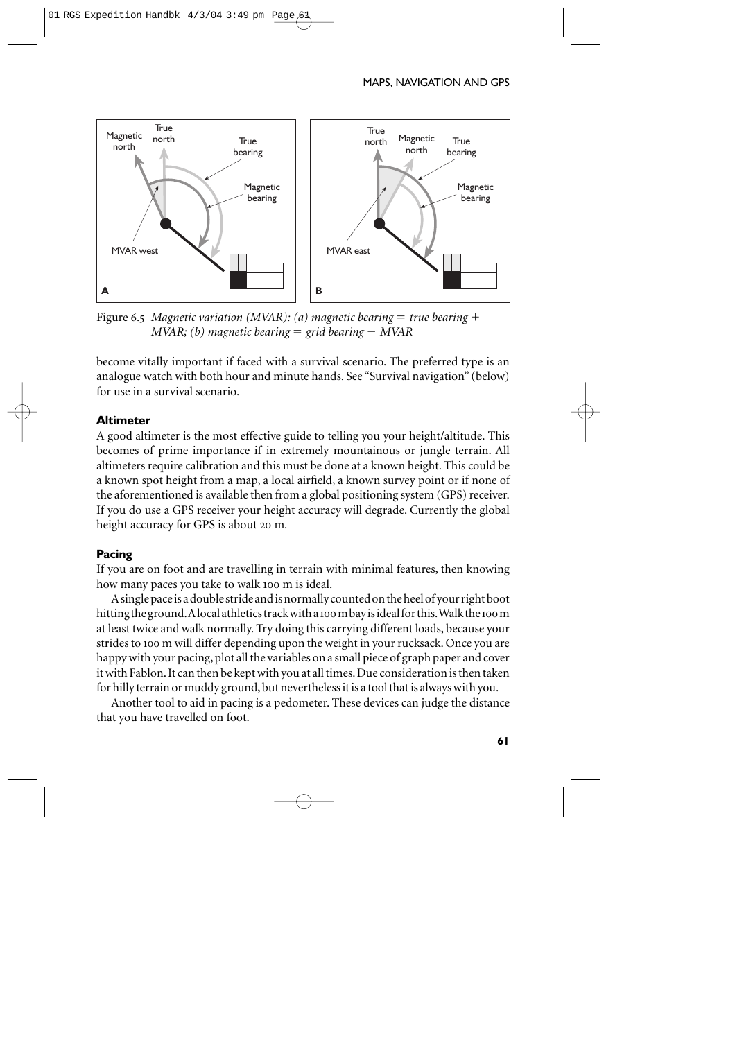Figure 6.5 *Magnetic variation (MVAR): (a) magnetic bearing = true bearing + MVAR; (b) magnetic bearing = grid bearing − MVAR*

become vitally important if faced with a survival scenario. The preferred type is an analogue watch with both hour and minute hands. See "Survival navigation" (below) for use in a survival scenario.

### Altimeter

A good altimeter is the most effective guide to telling you your height/altitude. This becomes of prime importance if in extremely mountainous or jungle terrain. All altimeters require calibration and this must be done at a known height. This could be a known spot height from a map, a local airfield, a known survey point or if none of the aforementioned is available then from a global positioning system (GPS) receiver. If you do use a GPS receiver your height accuracy will degrade. Currently the global height accuracy for GPS is about 20 m.

### Pacing

If you are on foot and are travelling in terrain with minimal features, then knowing how many paces you take to walk 100 m is ideal.

A single pace is a double stride and is normally counted on the heel of your right boot hitting the ground. A local athletics track with a 100 m bay is ideal for this. Walk the 100 m at least twice and walk normally. Try doing this carrying different loads, because your strides to 100 m will differ depending upon the weight in your rucksack. Once you are happy with your pacing, plot all the variables on a small piece of graph paper and cover it with Fablon. It can then be kept with you at all times. Due consideration is then taken for hilly terrain or muddy ground, but nevertheless it is a tool that is always with you.

Another tool to aid in pacing is a pedometer. These devices can judge the distance that you have travelled on foot.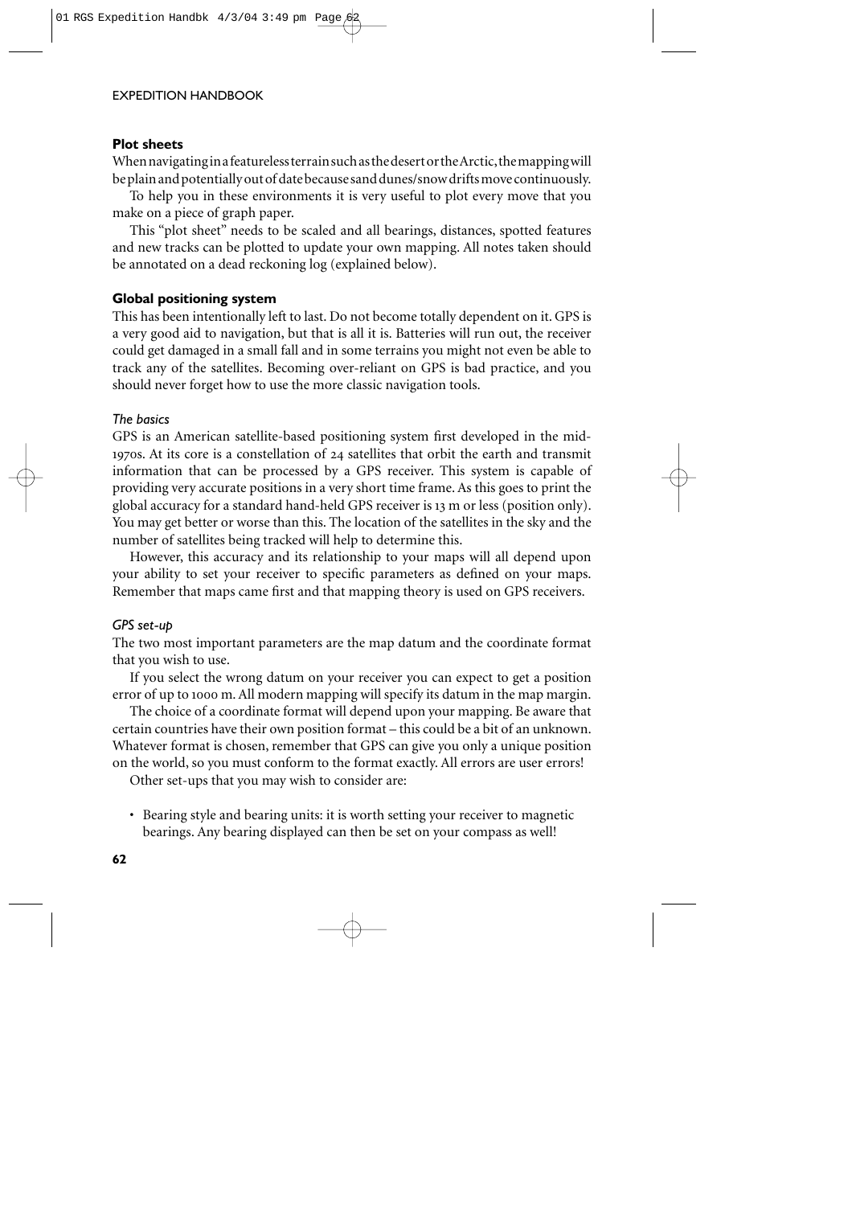### Plot sheets

When navigating in a featureless terrain such as the desert or the Arctic, the mapping will be plain and potentially out of date because sand dunes/snow drifts move continuously.

To help you in these environments it is very useful to plot every move that you make on a piece of graph paper.

This "plot sheet" needs to be scaled and all bearings, distances, spotted features and new tracks can be plotted to update your own mapping. All notes taken should be annotated on a dead reckoning log (explained below).

### Global positioning system

This has been intentionally left to last. Do not become totally dependent on it. GPS is a very good aid to navigation, but that is all it is. Batteries will run out, the receiver could get damaged in a small fall and in some terrains you might not even be able to track any of the satellites. Becoming over-reliant on GPS is bad practice, and you should never forget how to use the more classic navigation tools.

#### *The basics*

GPS is an American satellite-based positioning system first developed in the mid-1970s. At its core is a constellation of 24 satellites that orbit the earth and transmit information that can be processed by a GPS receiver. This system is capable of providing very accurate positions in a very short time frame. As this goes to print the global accuracy for a standard hand-held GPS receiver is 13 m or less (position only). You may get better or worse than this. The location of the satellites in the sky and the number of satellites being tracked will help to determine this.

However, this accuracy and its relationship to your maps will all depend upon your ability to set your receiver to specific parameters as defined on your maps. Remember that maps came first and that mapping theory is used on GPS receivers.

#### *GPS set-up*

The two most important parameters are the map datum and the coordinate format that you wish to use.

If you select the wrong datum on your receiver you can expect to get a position error of up to 1000 m. All modern mapping will specify its datum in the map margin.

The choice of a coordinate format will depend upon your mapping. Be aware that certain countries have their own position format – this could be a bit of an unknown. Whatever format is chosen, remember that GPS can give you only a unique position on the world, so you must conform to the format exactly. All errors are user errors!

Other set-ups that you may wish to consider are:

- Bearing style and bearing units: it is worth setting your receiver to magnetic bearings. Any bearing displayed can then be set on your compass as well!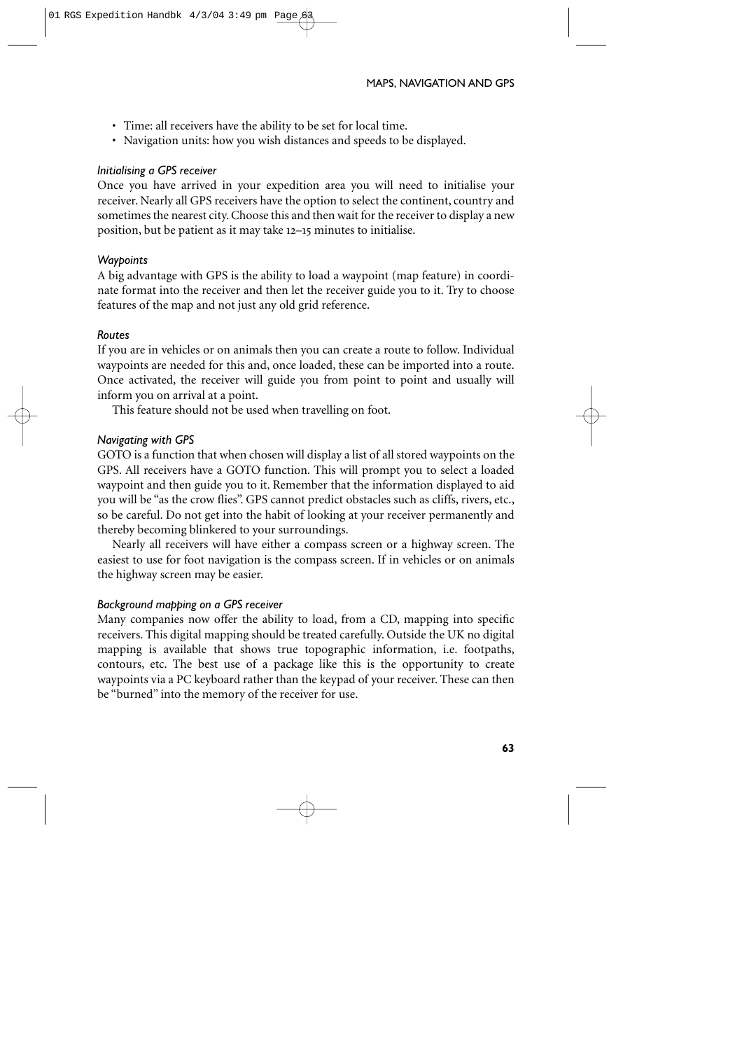- Time: all receivers have the ability to be set for local time.
- Navigation units: how you wish distances and speeds to be displayed.

### *Initialising a GPS receiver*

Once you have arrived in your expedition area you will need to initialise your receiver. Nearly all GPS receivers have the option to select the continent, country and sometimes the nearest city. Choose this and then wait for the receiver to display a new position, but be patient as it may take 12–15 minutes to initialise.

### *Waypoints*

A big advantage with GPS is the ability to load a waypoint (map feature) in coordinate format into the receiver and then let the receiver guide you to it. Try to choose features of the map and not just any old grid reference.

### *Routes*

If you are in vehicles or on animals then you can create a route to follow. Individual waypoints are needed for this and, once loaded, these can be imported into a route. Once activated, the receiver will guide you from point to point and usually will inform you on arrival at a point.

This feature should not be used when travelling on foot.

### *Navigating with GPS*

GOTO is a function that when chosen will display a list of all stored waypoints on the GPS. All receivers have a GOTO function. This will prompt you to select a loaded waypoint and then guide you to it. Remember that the information displayed to aid you will be "as the crow flies". GPS cannot predict obstacles such as cliffs, rivers, etc., so be careful. Do not get into the habit of looking at your receiver permanently and thereby becoming blinkered to your surroundings.

Nearly all receivers will have either a compass screen or a highway screen. The easiest to use for foot navigation is the compass screen. If in vehicles or on animals the highway screen may be easier.

### *Background mapping on a GPS receiver*

Many companies now offer the ability to load, from a CD, mapping into specific receivers. This digital mapping should be treated carefully. Outside the UK no digital mapping is available that shows true topographic information, i.e. footpaths, contours, etc. The best use of a package like this is the opportunity to create waypoints via a PC keyboard rather than the keypad of your receiver. These can then be "burned" into the memory of the receiver for use.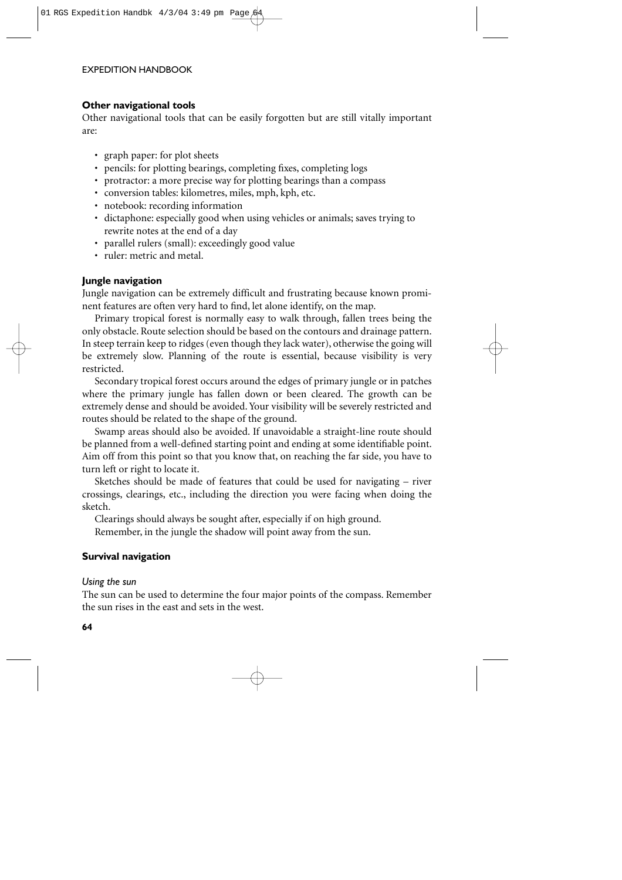### Other navigational tools

Other navigational tools that can be easily forgotten but are still vitally important are:

- graph paper: for plot sheets
- pencils: for plotting bearings, completing fixes, completing logs
- protractor: a more precise way for plotting bearings than a compass
- conversion tables: kilometres, miles, mph, kph, etc.
- notebook: recording information
- dictaphone: especially good when using vehicles or animals; saves trying to rewrite notes at the end of a day
- parallel rulers (small): exceedingly good value
- ruler: metric and metal.

### Jungle navigation

Jungle navigation can be extremely difficult and frustrating because known prominent features are often very hard to find, let alone identify, on the map.

Primary tropical forest is normally easy to walk through, fallen trees being the only obstacle. Route selection should be based on the contours and drainage pattern. In steep terrain keep to ridges (even though they lack water), otherwise the going will be extremely slow. Planning of the route is essential, because visibility is very restricted.

Secondary tropical forest occurs around the edges of primary jungle or in patches where the primary jungle has fallen down or been cleared. The growth can be extremely dense and should be avoided. Your visibility will be severely restricted and routes should be related to the shape of the ground.

Swamp areas should also be avoided. If unavoidable a straight-line route should be planned from a well-defined starting point and ending at some identifiable point. Aim off from this point so that you know that, on reaching the far side, you have to turn left or right to locate it.

Sketches should be made of features that could be used for navigating – river crossings, clearings, etc., including the direction you were facing when doing the sketch.

Clearings should always be sought after, especially if on high ground.

Remember, in the jungle the shadow will point away from the sun.

### Survival navigation

#### *Using the sun*

The sun can be used to determine the four major points of the compass. Remember the sun rises in the east and sets in the west.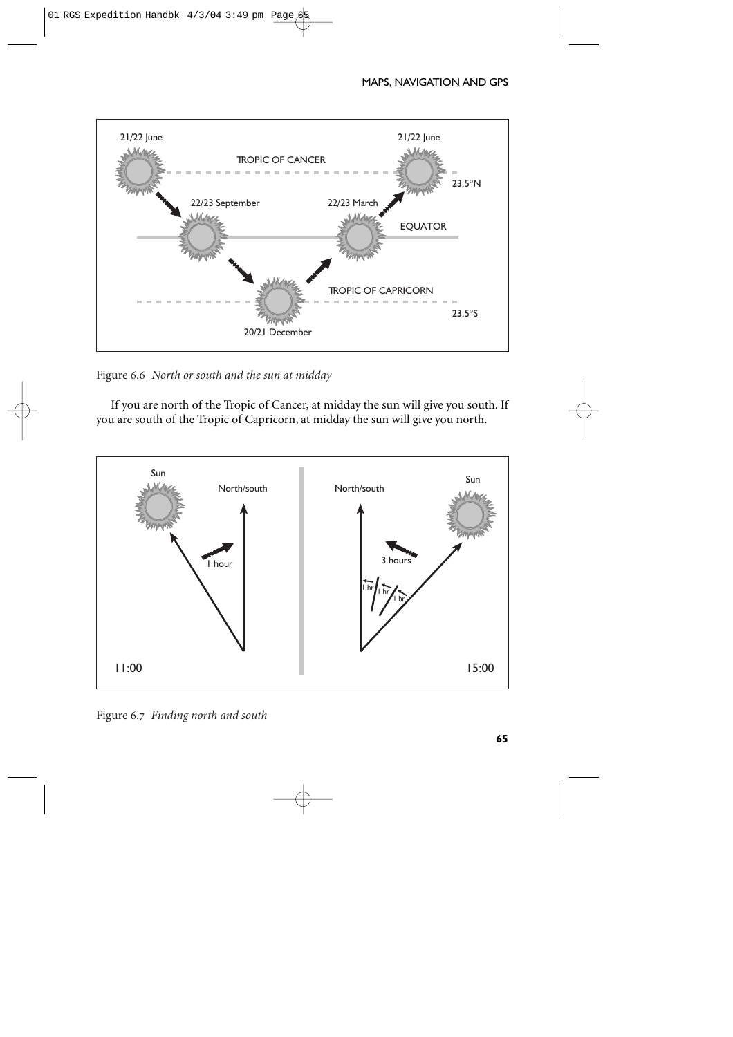Figure 6.6 *North or south and the sun at midday*

If you are north of the Tropic of Cancer, at midday the sun will give you south. If you are south of the Tropic of Capricorn, at midday the sun will give you north.

Figure 6.7 *Finding north and south*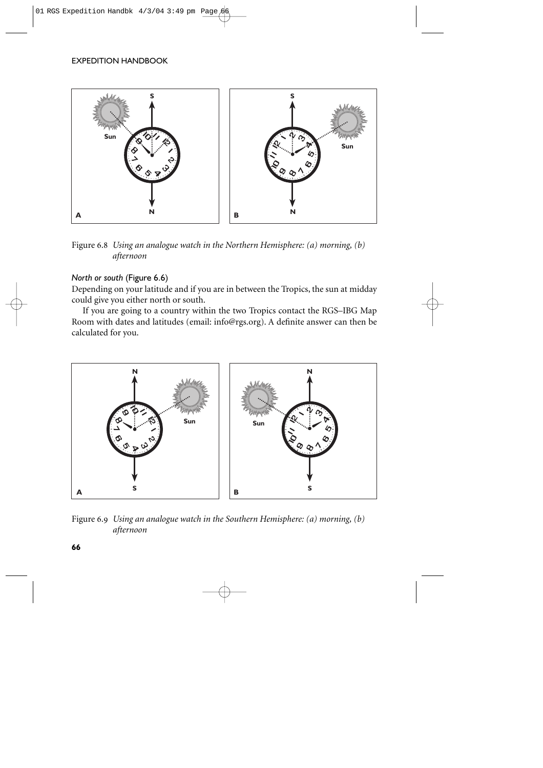Figure 6.8 *Using an analogue watch in the Northern Hemisphere: (a) morning, (b) afternoon*

*North or south* (Figure 6.6)

Depending on your latitude and if you are in between the Tropics, the sun at midday could give you either north or south.

If you are going to a country within the two Tropics contact the RGS–IBG Map Room with dates and latitudes (email: info@rgs.org). A definite answer can then be calculated for you.

Figure 6.9 *Using an analogue watch in the Southern Hemisphere: (a) morning, (b) afternoon*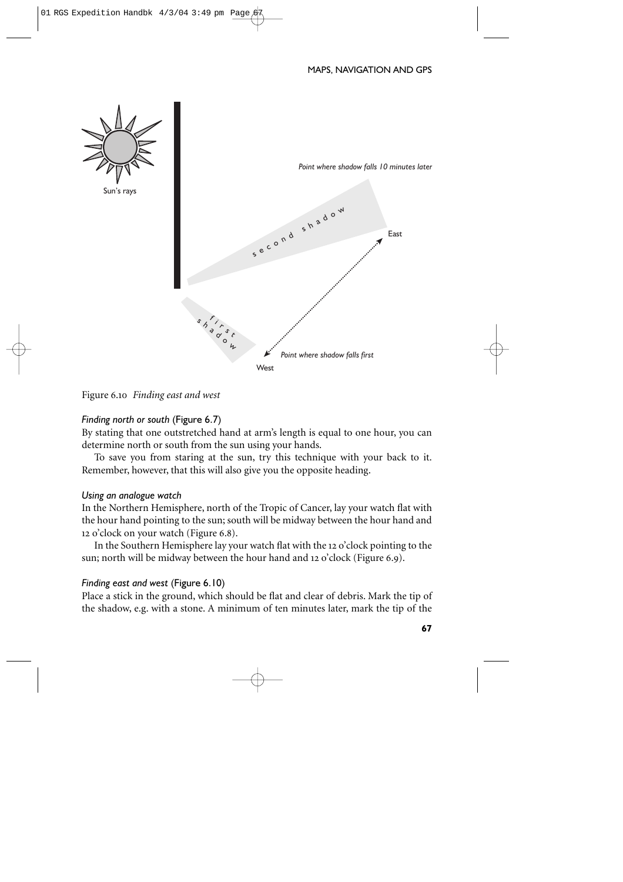Figure 6.10 *Finding east and west*

*Finding north or south* (Figure 6.7)

By stating that one outstretched hand at arm's length is equal to one hour, you can determine north or south from the sun using your hands.

To save you from staring at the sun, try this technique with your back to it. Remember, however, that this will also give you the opposite heading.

*Using an analogue watch*

In the Northern Hemisphere, north of the Tropic of Cancer, lay your watch flat with the hour hand pointing to the sun; south will be midway between the hour hand and 12 o'clock on your watch (Figure 6.8).

In the Southern Hemisphere lay your watch flat with the 12 o'clock pointing to the sun; north will be midway between the hour hand and 12 o'clock (Figure 6.9).

*Finding east and west* (Figure 6.10)

Place a stick in the ground, which should be flat and clear of debris. Mark the tip of the shadow, e.g. with a stone. A minimum of ten minutes later, mark the tip of the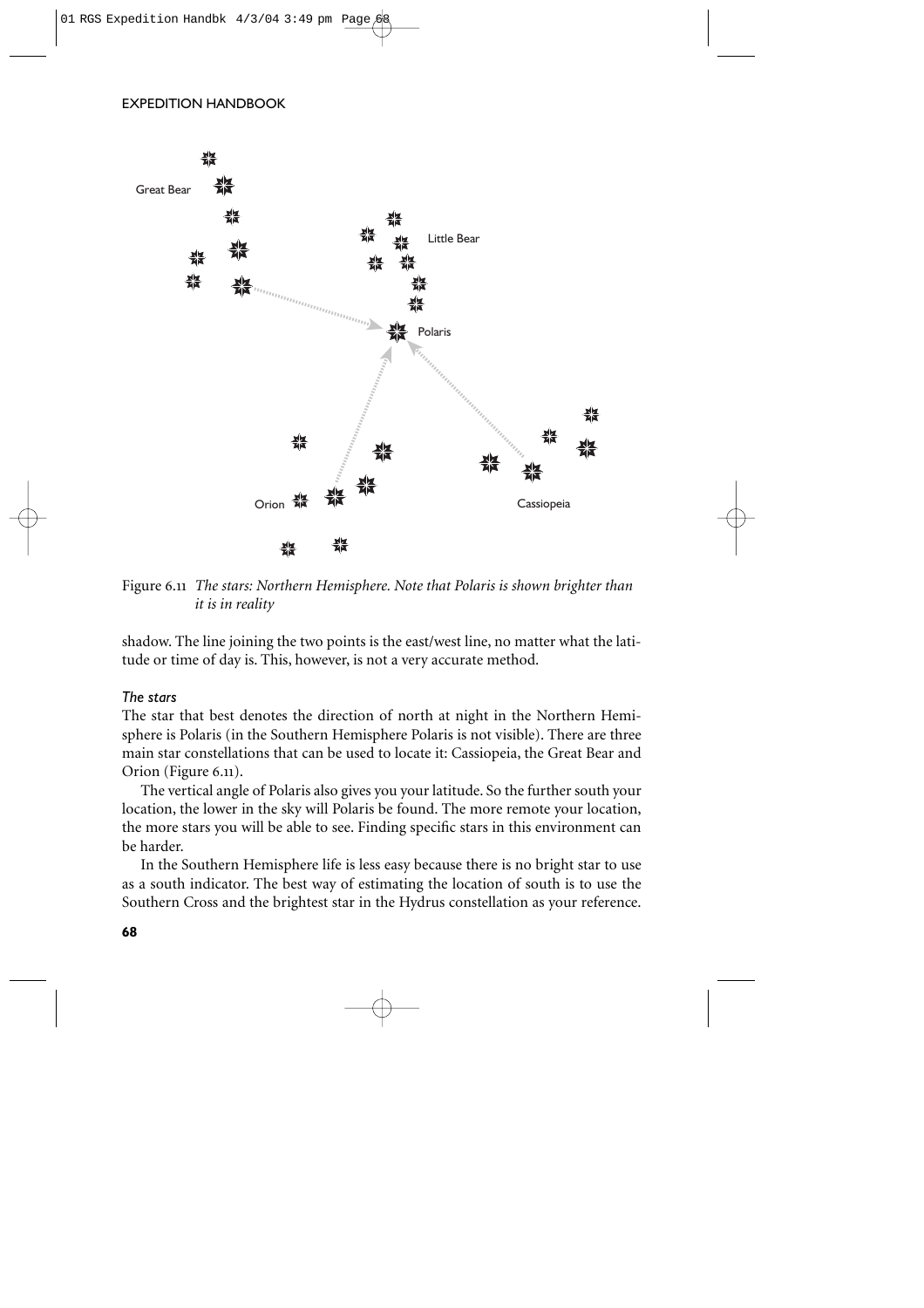Figure 6.11 *The stars: Northern Hemisphere. Note that Polaris is shown brighter than it is in reality*

shadow. The line joining the two points is the east/west line, no matter what the latitude or time of day is. This, however, is not a very accurate method.

### *The stars*

The star that best denotes the direction of north at night in the Northern Hemisphere is Polaris (in the Southern Hemisphere Polaris is not visible). There are three main star constellations that can be used to locate it: Cassiopeia, the Great Bear and Orion (Figure 6.11).

The vertical angle of Polaris also gives you your latitude. So the further south your location, the lower in the sky will Polaris be found. The more remote your location, the more stars you will be able to see. Finding specific stars in this environment can be harder.

In the Southern Hemisphere life is less easy because there is no bright star to use as a south indicator. The best way of estimating the location of south is to use the Southern Cross and the brightest star in the Hydrus constellation as your reference.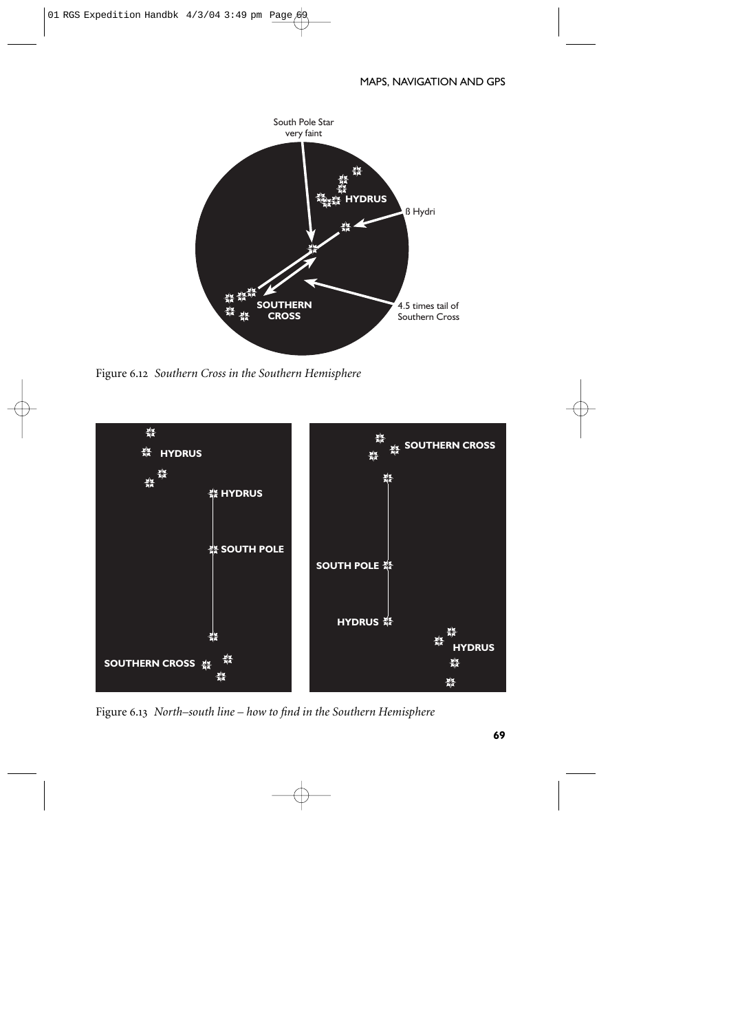Figure 6.12 *Southern Cross in the Southern Hemisphere*

Figure 6.13 *North–south line – how to find in the Southern Hemisphere*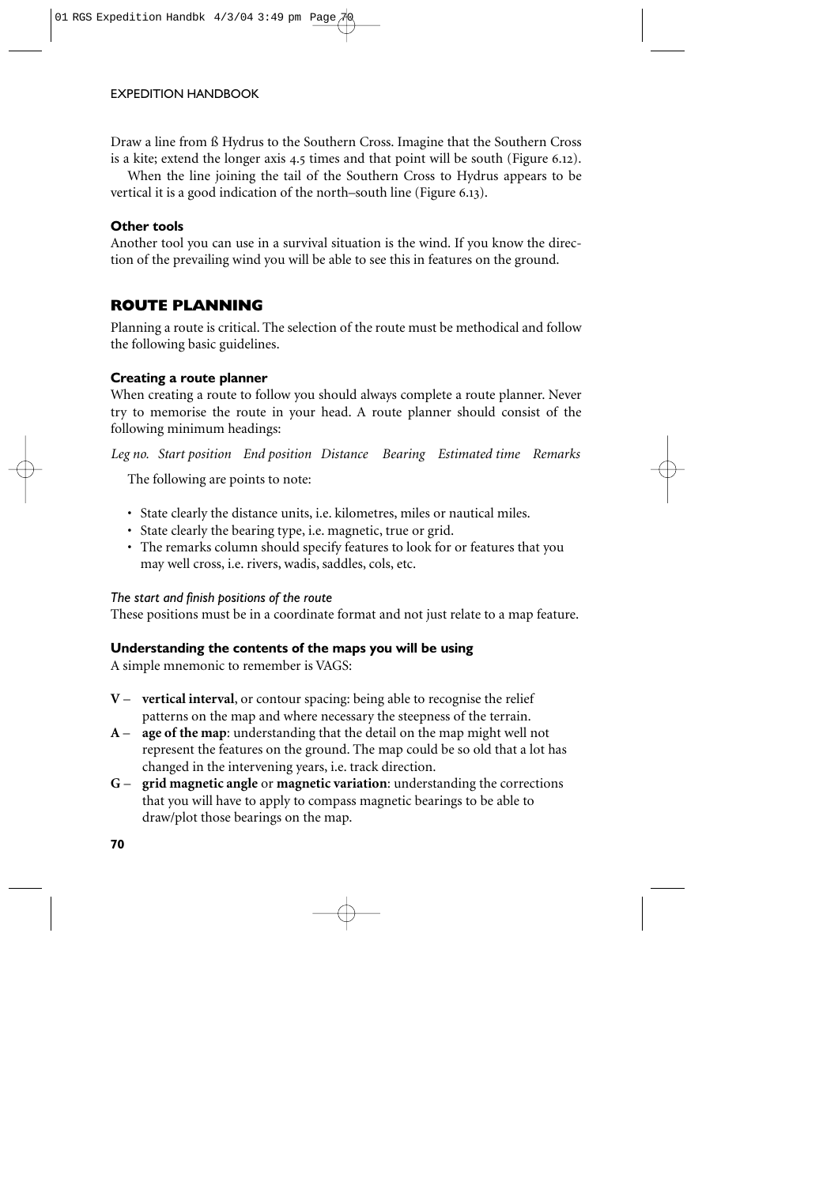Draw a line from ß Hydrus to the Southern Cross. Imagine that the Southern Cross is a kite; extend the longer axis 4.5 times and that point will be south (Figure 6.12).

When the line joining the tail of the Southern Cross to Hydrus appears to be vertical it is a good indication of the north–south line (Figure 6.13).

### Other tools

Another tool you can use in a survival situation is the wind. If you know the direction of the prevailing wind you will be able to see this in features on the ground.

## ROUTE PLANNING

Planning a route is critical. The selection of the route must be methodical and follow the following basic guidelines.

### Creating a route planner

When creating a route to follow you should always complete a route planner. Never try to memorise the route in your head. A route planner should consist of the following minimum headings:

*Leg no. Start position End position Distance Bearing Estimated time Remarks*

The following are points to note:

- State clearly the distance units, i.e. kilometres, miles or nautical miles.
- State clearly the bearing type, i.e. magnetic, true or grid.
- The remarks column should specify features to look for or features that you may well cross, i.e. rivers, wadis, saddles, cols, etc.

#### *The start and finish positions of the route*

These positions must be in a coordinate format and not just relate to a map feature.

### Understanding the contents of the maps you will be using

A simple mnemonic to remember is VAGS:

- **V – vertical interval**, or contour spacing: being able to recognise the relief patterns on the map and where necessary the steepness of the terrain.
- **A – age of the map**: understanding that the detail on the map might well not represent the features on the ground. The map could be so old that a lot has changed in the intervening years, i.e. track direction.
- **G – grid magnetic angle** or **magnetic variation**: understanding the corrections that you will have to apply to compass magnetic bearings to be able to draw/plot those bearings on the map.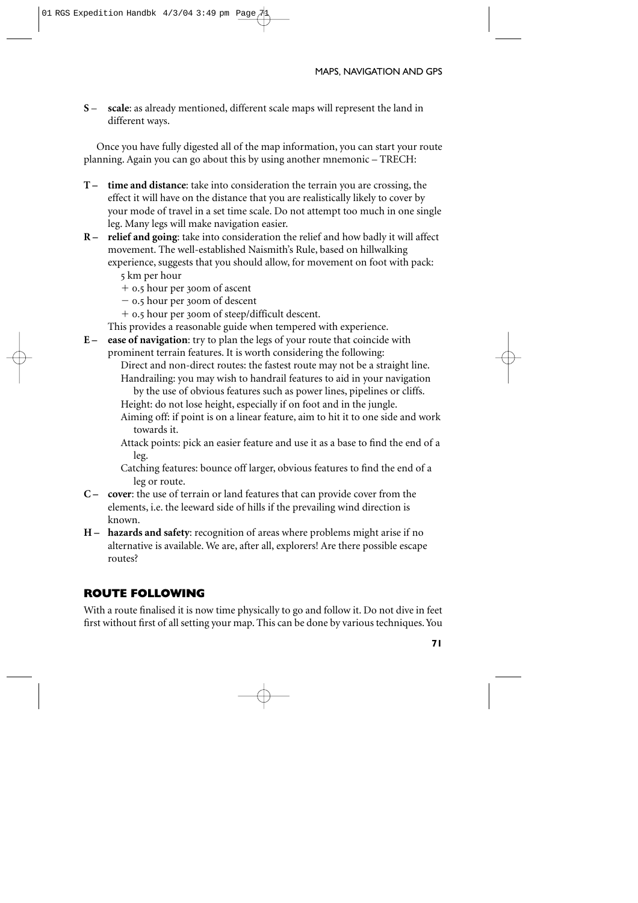**S** – **scale**: as already mentioned, different scale maps will represent the land in different ways.

Once you have fully digested all of the map information, you can start your route planning. Again you can go about this by using another mnemonic – TRECH:

**T** – **time and distance**: take into consideration the terrain you are crossing, the effect it will have on the distance that you are realistically likely to cover by your mode of travel in a set time scale. Do not attempt too much in one single leg. Many legs will make navigation easier.

**R** – **relief and going**: take into consideration the relief and how badly it will affect movement. The well-established Naismith's Rule, based on hillwalking experience, suggests that you should allow, for movement on foot with pack:

5 km per hour
+ 0.5 hour per 300m of ascent
− 0.5 hour per 300m of descent
+ 0.5 hour per 300m of steep/difficult descent.

This provides a reasonable guide when tempered with experience.

**E** – **ease of navigation**: try to plan the legs of your route that coincide with prominent terrain features. It is worth considering the following:

Direct and non-direct routes: the fastest route may not be a straight line.
Handrailing: you may wish to handrail features to aid in your navigation by the use of obvious features such as power lines, pipelines or cliffs.
Height: do not lose height, especially if on foot and in the jungle.
Aiming off: if point is on a linear feature, aim to hit it to one side and work towards it.
Attack points: pick an easier feature and use it as a base to find the end of a leg.
Catching features: bounce off larger, obvious features to find the end of a leg or route.

**C** – **cover**: the use of terrain or land features that can provide cover from the elements, i.e. the leeward side of hills if the prevailing wind direction is known.

**H** – **hazards and safety**: recognition of areas where problems might arise if no alternative is available. We are, after all, explorers! Are there possible escape routes?

## ROUTE FOLLOWING

With a route finalised it is now time physically to go and follow it. Do not dive in feet first without first of all setting your map. This can be done by various techniques. You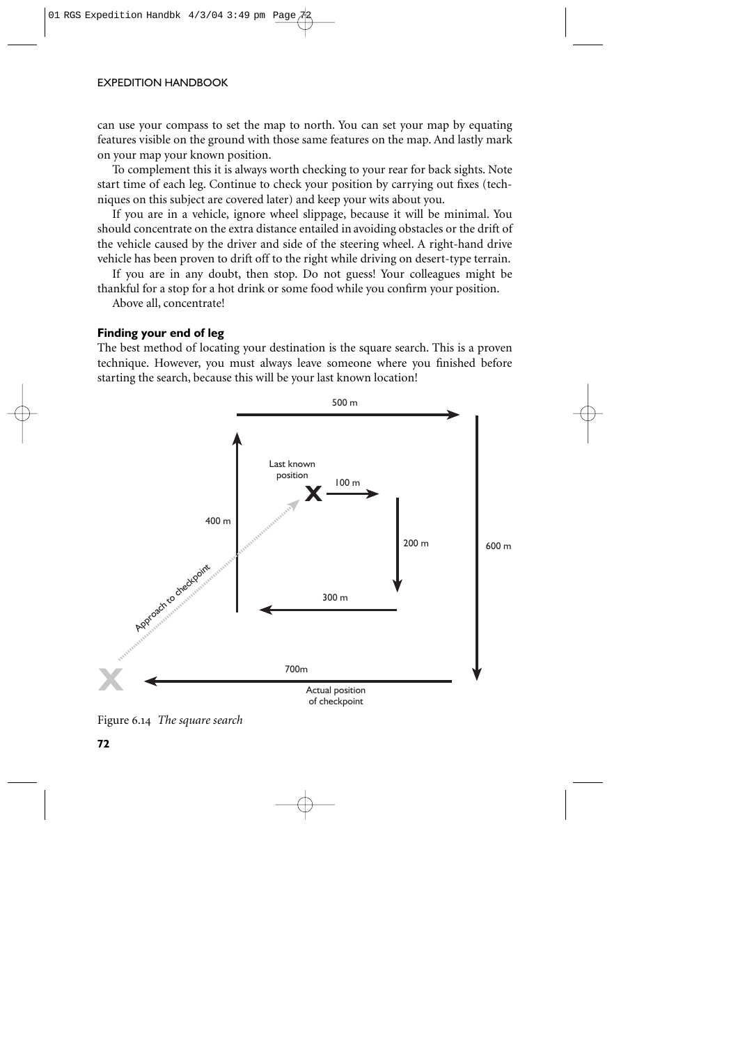can use your compass to set the map to north. You can set your map by equating features visible on the ground with those same features on the map. And lastly mark on your map your known position.

To complement this it is always worth checking to your rear for back sights. Note start time of each leg. Continue to check your position by carrying out fixes (techniques on this subject are covered later) and keep your wits about you.

If you are in a vehicle, ignore wheel slippage, because it will be minimal. You should concentrate on the extra distance entailed in avoiding obstacles or the drift of the vehicle caused by the driver and side of the steering wheel. A right-hand drive vehicle has been proven to drift off to the right while driving on desert-type terrain.

If you are in any doubt, then stop. Do not guess! Your colleagues might be thankful for a stop for a hot drink or some food while you confirm your position.

Above all, concentrate!

### Finding your end of leg

The best method of locating your destination is the square search. This is a proven technique. However, you must always leave someone where you finished before starting the search, because this will be your last known location!

500 m

Last known position

100 m

400 m

200 m

600 m

Approach to checkpoint

300 m

700m

Actual position of checkpoint

Figure 6.14 *The square search*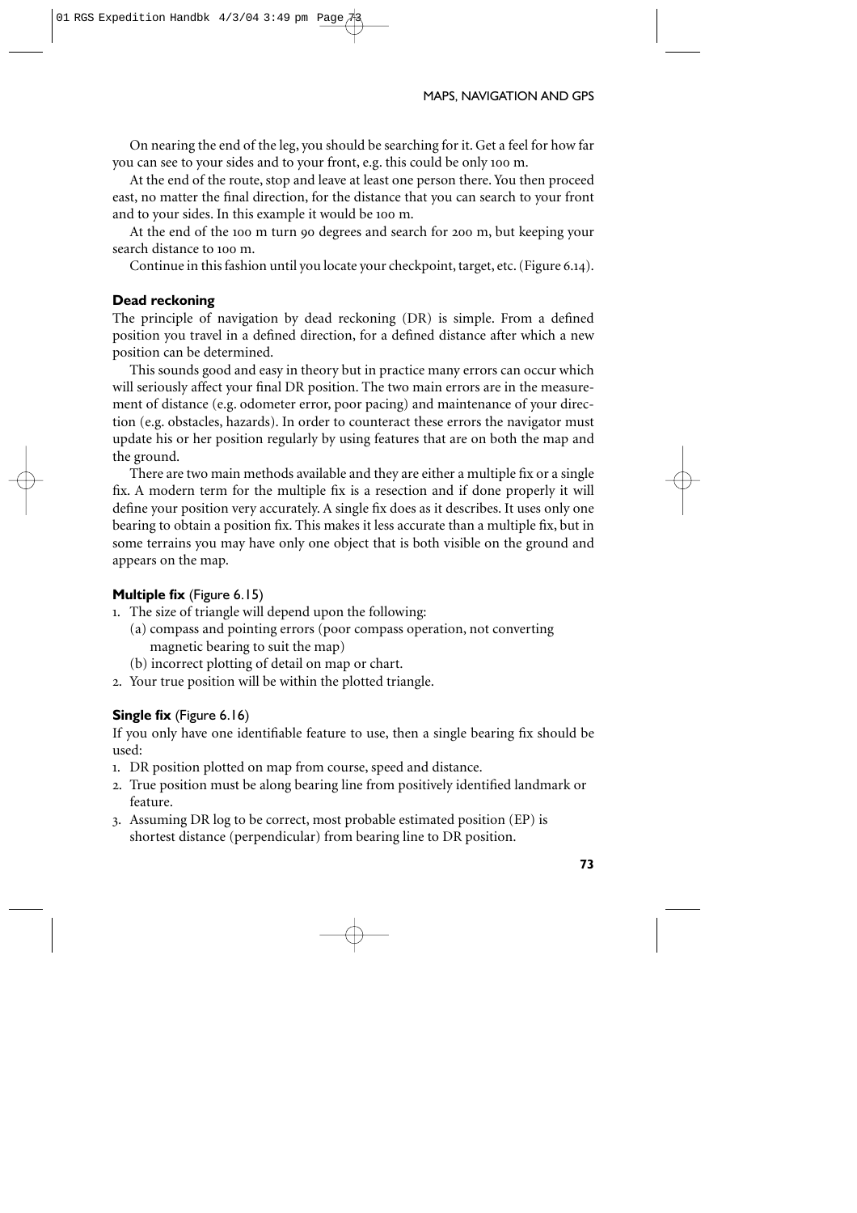On nearing the end of the leg, you should be searching for it. Get a feel for how far you can see to your sides and to your front, e.g. this could be only 100 m.

At the end of the route, stop and leave at least one person there. You then proceed east, no matter the final direction, for the distance that you can search to your front and to your sides. In this example it would be 100 m.

At the end of the 100 m turn 90 degrees and search for 200 m, but keeping your search distance to 100 m.

Continue in this fashion until you locate your checkpoint, target, etc. (Figure 6.14).

### Dead reckoning

The principle of navigation by dead reckoning (DR) is simple. From a defined position you travel in a defined direction, for a defined distance after which a new position can be determined.

This sounds good and easy in theory but in practice many errors can occur which will seriously affect your final DR position. The two main errors are in the measurement of distance (e.g. odometer error, poor pacing) and maintenance of your direction (e.g. obstacles, hazards). In order to counteract these errors the navigator must update his or her position regularly by using features that are on both the map and the ground.

There are two main methods available and they are either a multiple fix or a single fix. A modern term for the multiple fix is a resection and if done properly it will define your position very accurately. A single fix does as it describes. It uses only one bearing to obtain a position fix. This makes it less accurate than a multiple fix, but in some terrains you may have only one object that is both visible on the ground and appears on the map.

### **Multiple fix** (Figure 6.15)

1. The size of triangle will depend upon the following:
   (a) compass and pointing errors (poor compass operation, not converting magnetic bearing to suit the map)
   (b) incorrect plotting of detail on map or chart.
2. Your true position will be within the plotted triangle.

### **Single fix** (Figure 6.16)

If you only have one identifiable feature to use, then a single bearing fix should be used:

1. DR position plotted on map from course, speed and distance.
2. True position must be along bearing line from positively identified landmark or feature.
3. Assuming DR log to be correct, most probable estimated position (EP) is shortest distance (perpendicular) from bearing line to DR position.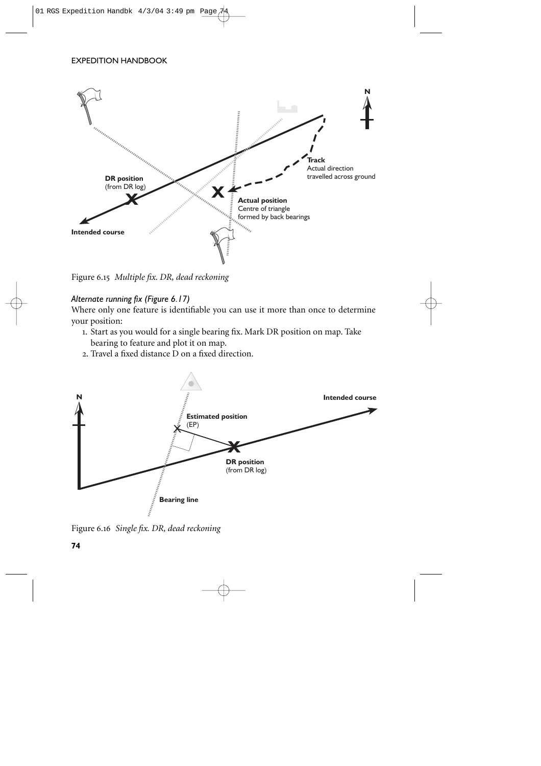Figure 6.15 *Multiple fix. DR, dead reckoning*

*Alternate running fix (Figure 6.17)*

Where only one feature is identifiable you can use it more than once to determine your position:

1. Start as you would for a single bearing fix. Mark DR position on map. Take bearing to feature and plot it on map.
2. Travel a fixed distance D on a fixed direction.

Figure 6.16 *Single fix. DR, dead reckoning*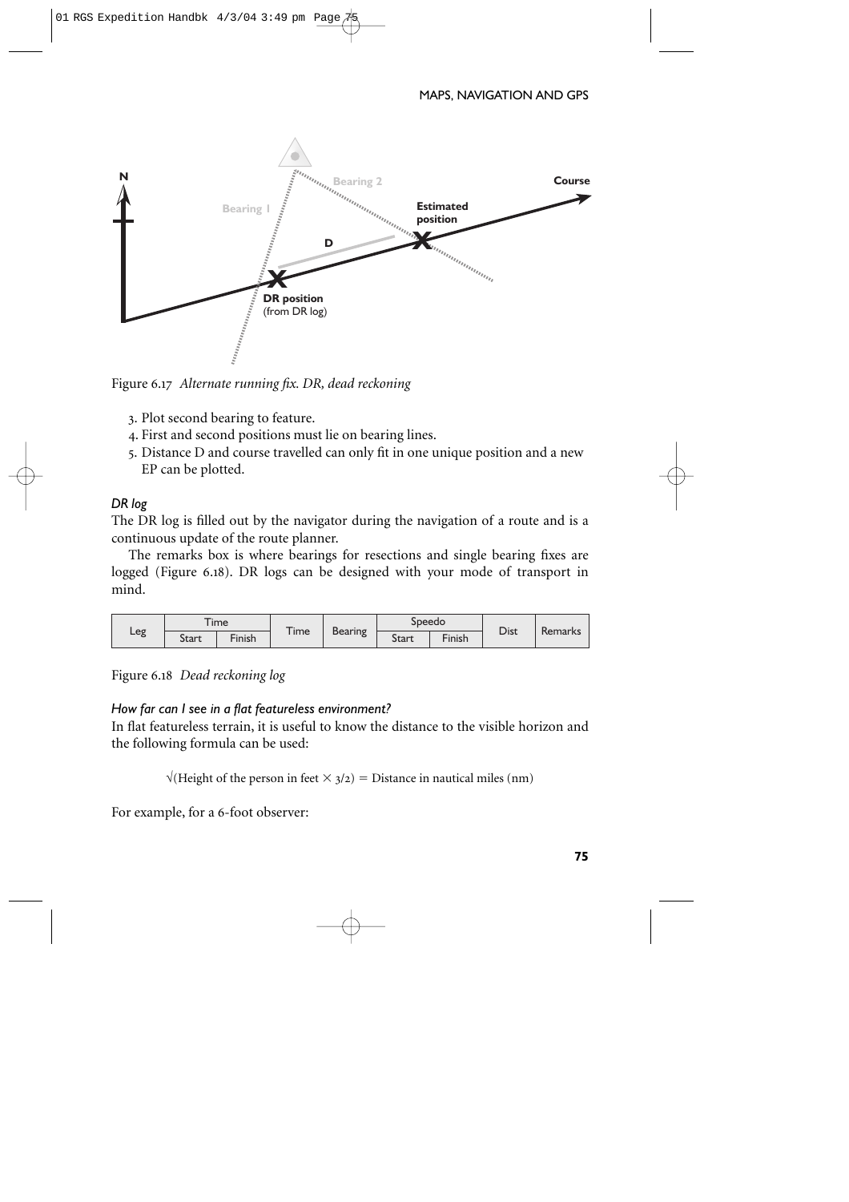Figure 6.17 *Alternate running fix. DR, dead reckoning*

3. Plot second bearing to feature.
4. First and second positions must lie on bearing lines.
5. Distance D and course travelled can only fit in one unique position and a new EP can be plotted.

### *DR log*

The DR log is filled out by the navigator during the navigation of a route and is a continuous update of the route planner.

The remarks box is where bearings for resections and single bearing fixes are logged (Figure 6.18). DR logs can be designed with your mode of transport in mind.

| Leg | Time | | Time | Bearing | Speedo | | Dist | Remarks |
|---|---|---|---|---|---|---|---|---|
| | Start | Finish | | | Start | Finish | | |

Figure 6.18 *Dead reckoning log*

### *How far can I see in a flat featureless environment?*

In flat featureless terrain, it is useful to know the distance to the visible horizon and the following formula can be used:

$$\sqrt{(\text{Height of the person in feet} \times 3/2)} = \text{Distance in nautical miles (nm)}$$

For example, for a 6-foot observer: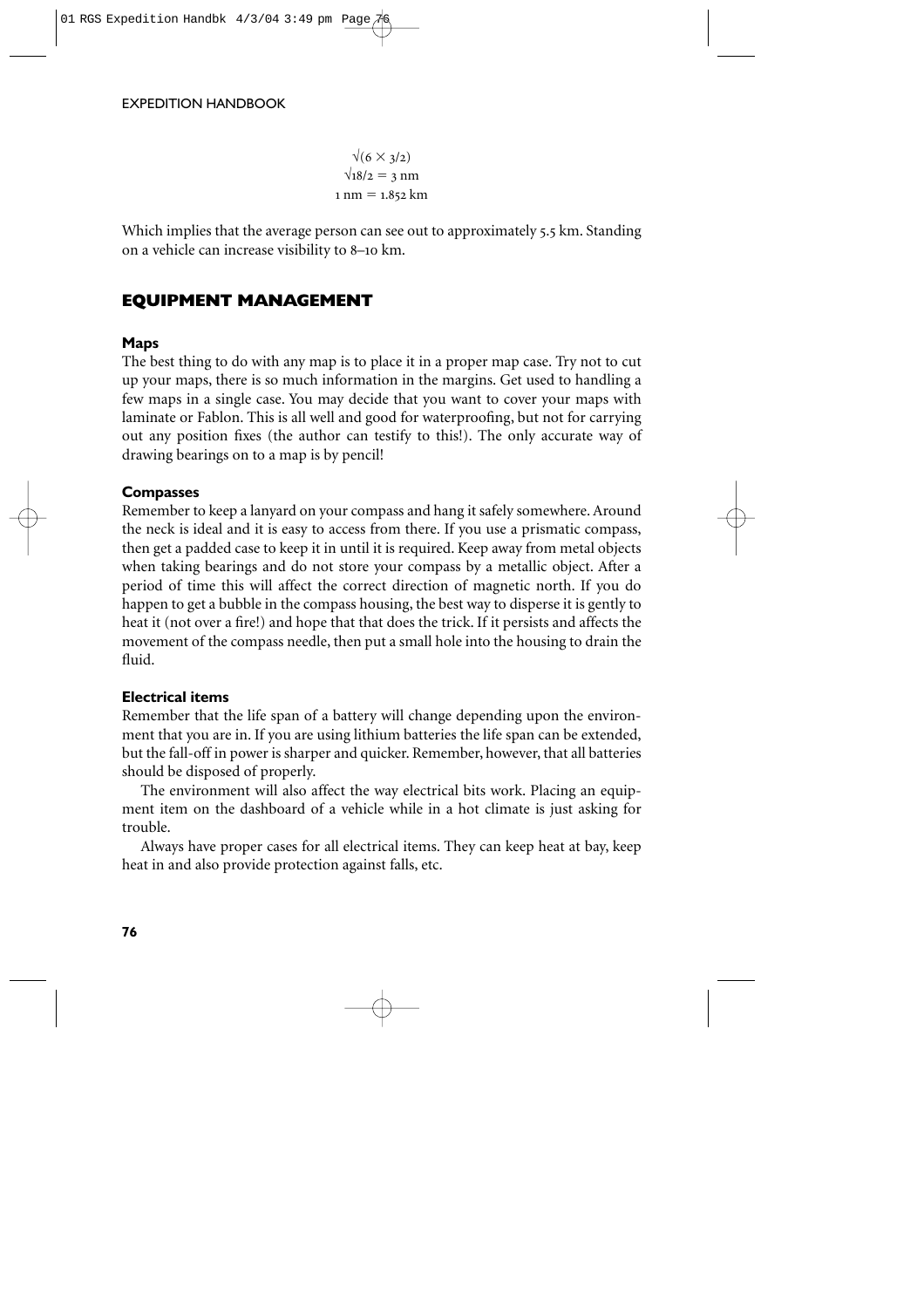$$\sqrt{(6 \times 3/2)}$$
$$\sqrt{18/2} = 3 \text{ nm}$$
$$1 \text{ nm} = 1.852 \text{ km}$$

Which implies that the average person can see out to approximately 5.5 km. Standing on a vehicle can increase visibility to 8–10 km.

## EQUIPMENT MANAGEMENT

### Maps

The best thing to do with any map is to place it in a proper map case. Try not to cut up your maps, there is so much information in the margins. Get used to handling a few maps in a single case. You may decide that you want to cover your maps with laminate or Fablon. This is all well and good for waterproofing, but not for carrying out any position fixes (the author can testify to this!). The only accurate way of drawing bearings on to a map is by pencil!

### Compasses

Remember to keep a lanyard on your compass and hang it safely somewhere. Around the neck is ideal and it is easy to access from there. If you use a prismatic compass, then get a padded case to keep it in until it is required. Keep away from metal objects when taking bearings and do not store your compass by a metallic object. After a period of time this will affect the correct direction of magnetic north. If you do happen to get a bubble in the compass housing, the best way to disperse it is gently to heat it (not over a fire!) and hope that that does the trick. If it persists and affects the movement of the compass needle, then put a small hole into the housing to drain the fluid.

### Electrical items

Remember that the life span of a battery will change depending upon the environment that you are in. If you are using lithium batteries the life span can be extended, but the fall-off in power is sharper and quicker. Remember, however, that all batteries should be disposed of properly.

The environment will also affect the way electrical bits work. Placing an equipment item on the dashboard of a vehicle while in a hot climate is just asking for trouble.

Always have proper cases for all electrical items. They can keep heat at bay, keep heat in and also provide protection against falls, etc.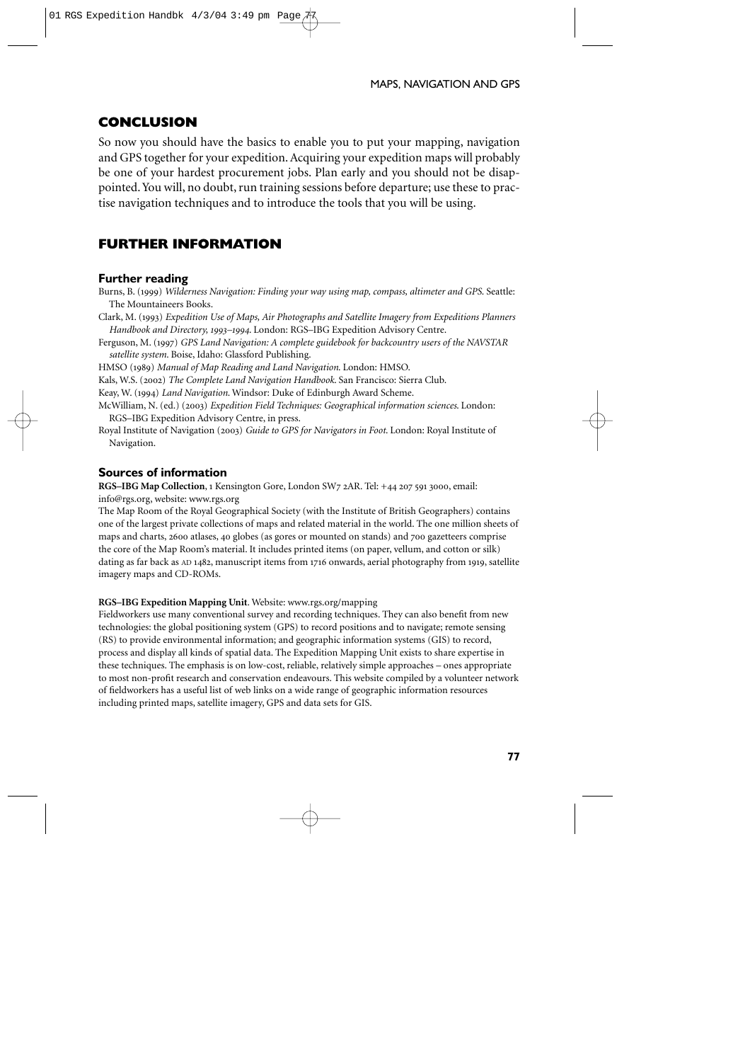## CONCLUSION

So now you should have the basics to enable you to put your mapping, navigation and GPS together for your expedition. Acquiring your expedition maps will probably be one of your hardest procurement jobs. Plan early and you should not be disappointed. You will, no doubt, run training sessions before departure; use these to practise navigation techniques and to introduce the tools that you will be using.

## FURTHER INFORMATION

### Further reading

Burns, B. (1999) *Wilderness Navigation: Finding your way using map, compass, altimeter and GPS*. Seattle: The Mountaineers Books.

Clark, M. (1993) *Expedition Use of Maps, Air Photographs and Satellite Imagery from Expeditions Planners Handbook and Directory, 1993–1994*. London: RGS–IBG Expedition Advisory Centre.

Ferguson, M. (1997) *GPS Land Navigation: A complete guidebook for backcountry users of the NAVSTAR satellite system*. Boise, Idaho: Glassford Publishing.

HMSO (1989) *Manual of Map Reading and Land Navigation*. London: HMSO.

Kals, W.S. (2002) *The Complete Land Navigation Handbook*. San Francisco: Sierra Club.

Keay, W. (1994) *Land Navigation*. Windsor: Duke of Edinburgh Award Scheme.

McWilliam, N. (ed.) (2003) *Expedition Field Techniques: Geographical information sciences*. London: RGS–IBG Expedition Advisory Centre, in press.

Royal Institute of Navigation (2003) *Guide to GPS for Navigators in Foot*. London: Royal Institute of Navigation.

### Sources of information

**RGS–IBG Map Collection**, 1 Kensington Gore, London SW7 2AR. Tel: +44 207 591 3000, email: info@rgs.org, website: www.rgs.org

The Map Room of the Royal Geographical Society (with the Institute of British Geographers) contains one of the largest private collections of maps and related material in the world. The one million sheets of maps and charts, 2600 atlases, 40 globes (as gores or mounted on stands) and 700 gazetteers comprise the core of the Map Room's material. It includes printed items (on paper, vellum, and cotton or silk) dating as far back as AD 1482, manuscript items from 1716 onwards, aerial photography from 1919, satellite imagery maps and CD-ROMs.

**RGS–IBG Expedition Mapping Unit**. Website: www.rgs.org/mapping

Fieldworkers use many conventional survey and recording techniques. They can also benefit from new technologies: the global positioning system (GPS) to record positions and to navigate; remote sensing (RS) to provide environmental information; and geographic information systems (GIS) to record, process and display all kinds of spatial data. The Expedition Mapping Unit exists to share expertise in these techniques. The emphasis is on low-cost, reliable, relatively simple approaches – ones appropriate to most non-profit research and conservation endeavours. This website compiled by a volunteer network of fieldworkers has a useful list of web links on a wide range of geographic information resources including printed maps, satellite imagery, GPS and data sets for GIS.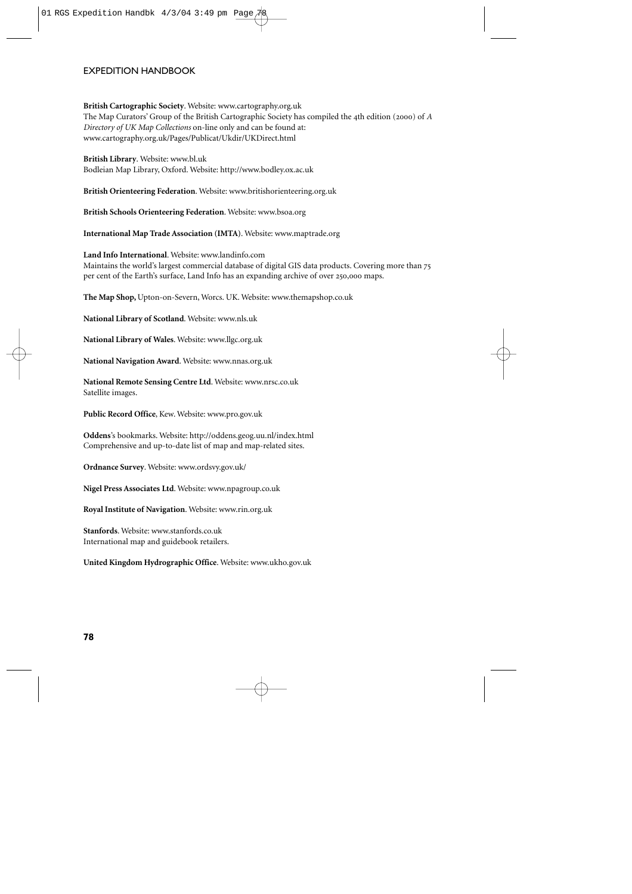**British Cartographic Society**. Website: www.cartography.org.uk
The Map Curators' Group of the British Cartographic Society has compiled the 4th edition (2000) of *A Directory of UK Map Collections* on-line only and can be found at: www.cartography.org.uk/Pages/Publicat/Ukdir/UKDirect.html

**British Library**. Website: www.bl.uk
Bodleian Map Library, Oxford. Website: http://www.bodley.ox.ac.uk

**British Orienteering Federation**. Website: www.britishorienteering.org.uk

**British Schools Orienteering Federation**. Website: www.bsoa.org

**International Map Trade Association (IMTA)**. Website: www.maptrade.org

**Land Info International**. Website: www.landinfo.com
Maintains the world's largest commercial database of digital GIS data products. Covering more than 75 per cent of the Earth's surface, Land Info has an expanding archive of over 250,000 maps.

**The Map Shop,** Upton-on-Severn, Worcs. UK. Website: www.themapshop.co.uk

**National Library of Scotland**. Website: www.nls.uk

**National Library of Wales**. Website: www.llgc.org.uk

**National Navigation Award**. Website: www.nnas.org.uk

**National Remote Sensing Centre Ltd**. Website: www.nrsc.co.uk
Satellite images.

**Public Record Office**, Kew. Website: www.pro.gov.uk

**Oddens**'s bookmarks. Website: http://oddens.geog.uu.nl/index.html
Comprehensive and up-to-date list of map and map-related sites.

**Ordnance Survey**. Website: www.ordsvy.gov.uk/

**Nigel Press Associates Ltd**. Website: www.npagroup.co.uk

**Royal Institute of Navigation**. Website: www.rin.org.uk

**Stanfords**. Website: www.stanfords.co.uk
International map and guidebook retailers.

**United Kingdom Hydrographic Office**. Website: www.ukho.gov.uk